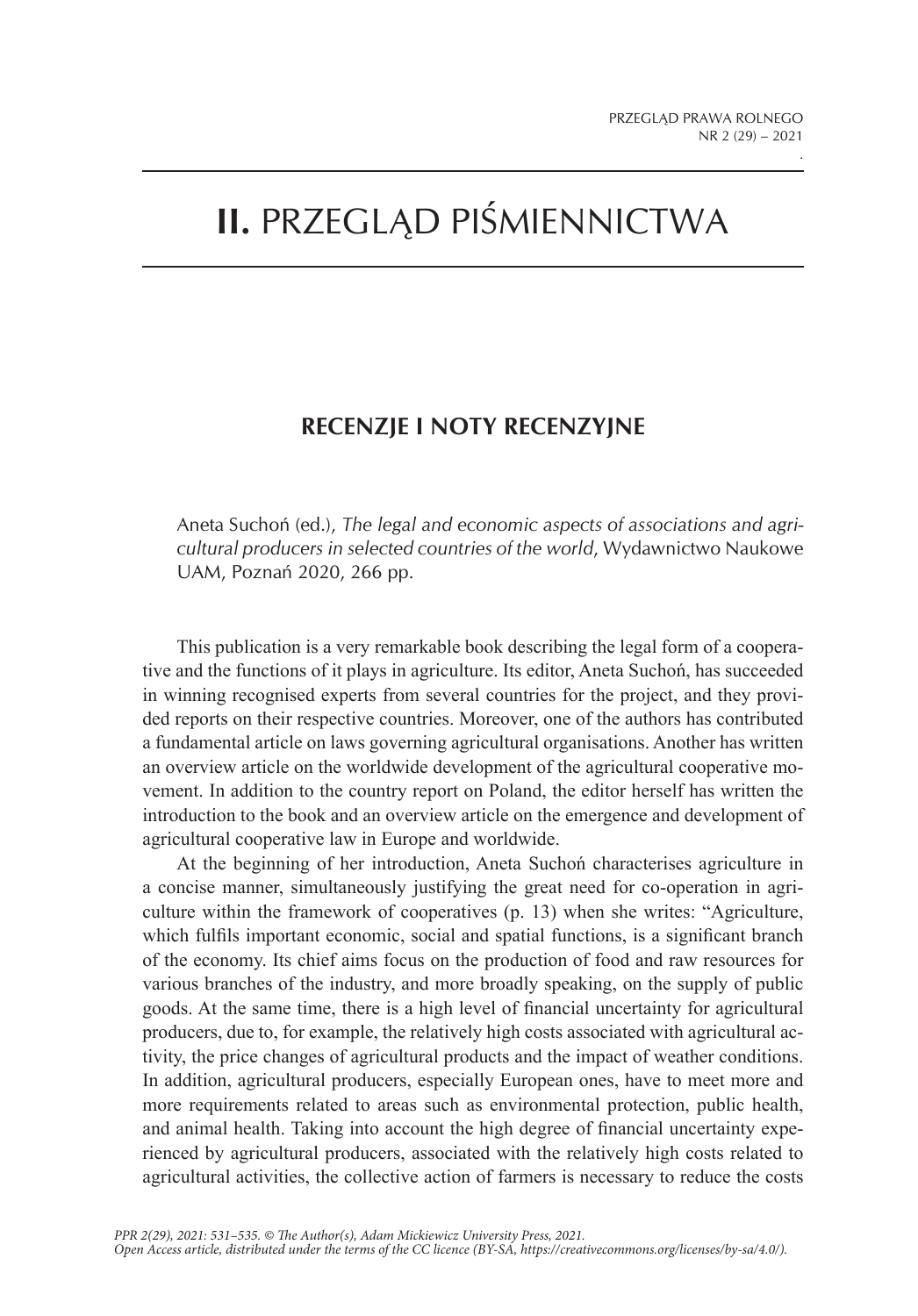# II. PRZEGLĄD PIŚMIENNICTWA

## RECENZJE I NOTY RECENZYJNE

Aneta Suchoń (ed.), *The legal and economic aspects of associations and agricultural producers in selected countries of the world*, Wydawnictwo Naukowe UAM, Poznań 2020, 266 pp.

This publication is a very remarkable book describing the legal form of a cooperative and the functions of it plays in agriculture. Its editor, Aneta Suchoń, has succeeded in winning recognised experts from several countries for the project, and they provided reports on their respective countries. Moreover, one of the authors has contributed a fundamental article on laws governing agricultural organisations. Another has written an overview article on the worldwide development of the agricultural cooperative movement. In addition to the country report on Poland, the editor herself has written the introduction to the book and an overview article on the emergence and development of agricultural cooperative law in Europe and worldwide.

At the beginning of her introduction, Aneta Suchoń characterises agriculture in a concise manner, simultaneously justifying the great need for co-operation in agriculture within the framework of cooperatives (p. 13) when she writes: "Agriculture, which fulfils important economic, social and spatial functions, is a significant branch of the economy. Its chief aims focus on the production of food and raw resources for various branches of the industry, and more broadly speaking, on the supply of public goods. At the same time, there is a high level of financial uncertainty for agricultural producers, due to, for example, the relatively high costs associated with agricultural activity, the price changes of agricultural products and the impact of weather conditions. In addition, agricultural producers, especially European ones, have to meet more and more requirements related to areas such as environmental protection, public health, and animal health. Taking into account the high degree of financial uncertainty experienced by agricultural producers, associated with the relatively high costs related to agricultural activities, the collective action of farmers is necessary to reduce the costs

*PPR 2(29), 2021: 531–535. © The Author(s), Adam Mickiewicz University Press, 2021.*
*Open Access article, distributed under the terms of the CC licence (BY-SA, https://creativecommons.org/licenses/by-sa/4.0/).*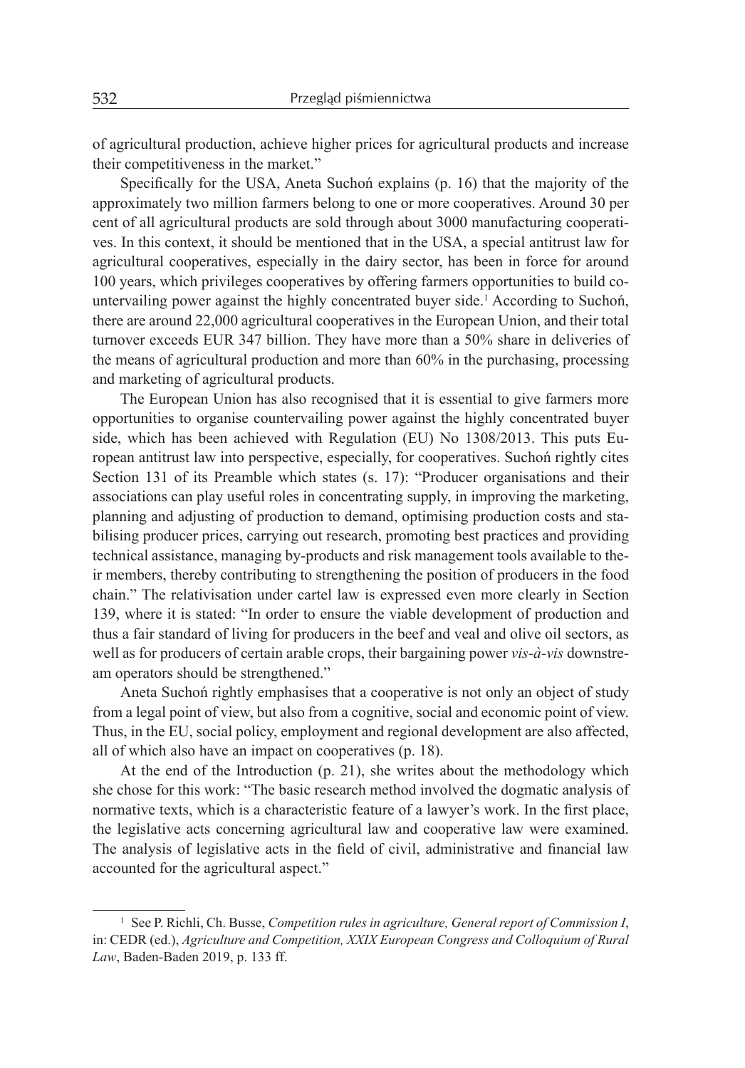of agricultural production, achieve higher prices for agricultural products and increase their competitiveness in the market."

Specifically for the USA, Aneta Suchoń explains (p. 16) that the majority of the approximately two million farmers belong to one or more cooperatives. Around 30 per cent of all agricultural products are sold through about 3000 manufacturing cooperatives. In this context, it should be mentioned that in the USA, a special antitrust law for agricultural cooperatives, especially in the dairy sector, has been in force for around 100 years, which privileges cooperatives by offering farmers opportunities to build countervailing power against the highly concentrated buyer side.[1] According to Suchoń, there are around 22,000 agricultural cooperatives in the European Union, and their total turnover exceeds EUR 347 billion. They have more than a 50% share in deliveries of the means of agricultural production and more than 60% in the purchasing, processing and marketing of agricultural products.

The European Union has also recognised that it is essential to give farmers more opportunities to organise countervailing power against the highly concentrated buyer side, which has been achieved with Regulation (EU) No 1308/2013. This puts European antitrust law into perspective, especially, for cooperatives. Suchoń rightly cites Section 131 of its Preamble which states (s. 17): "Producer organisations and their associations can play useful roles in concentrating supply, in improving the marketing, planning and adjusting of production to demand, optimising production costs and stabilising producer prices, carrying out research, promoting best practices and providing technical assistance, managing by-products and risk management tools available to their members, thereby contributing to strengthening the position of producers in the food chain." The relativisation under cartel law is expressed even more clearly in Section 139, where it is stated: "In order to ensure the viable development of production and thus a fair standard of living for producers in the beef and veal and olive oil sectors, as well as for producers of certain arable crops, their bargaining power *vis-à-vis* downstream operators should be strengthened."

Aneta Suchoń rightly emphasises that a cooperative is not only an object of study from a legal point of view, but also from a cognitive, social and economic point of view. Thus, in the EU, social policy, employment and regional development are also affected, all of which also have an impact on cooperatives (p. 18).

At the end of the Introduction (p. 21), she writes about the methodology which she chose for this work: "The basic research method involved the dogmatic analysis of normative texts, which is a characteristic feature of a lawyer's work. In the first place, the legislative acts concerning agricultural law and cooperative law were examined. The analysis of legislative acts in the field of civil, administrative and financial law accounted for the agricultural aspect."

[1] See P. Richli, Ch. Busse, *Competition rules in agriculture, General report of Commission I*, in: CEDR (ed.), *Agriculture and Competition, XXIX European Congress and Colloquium of Rural Law*, Baden-Baden 2019, p. 133 ff.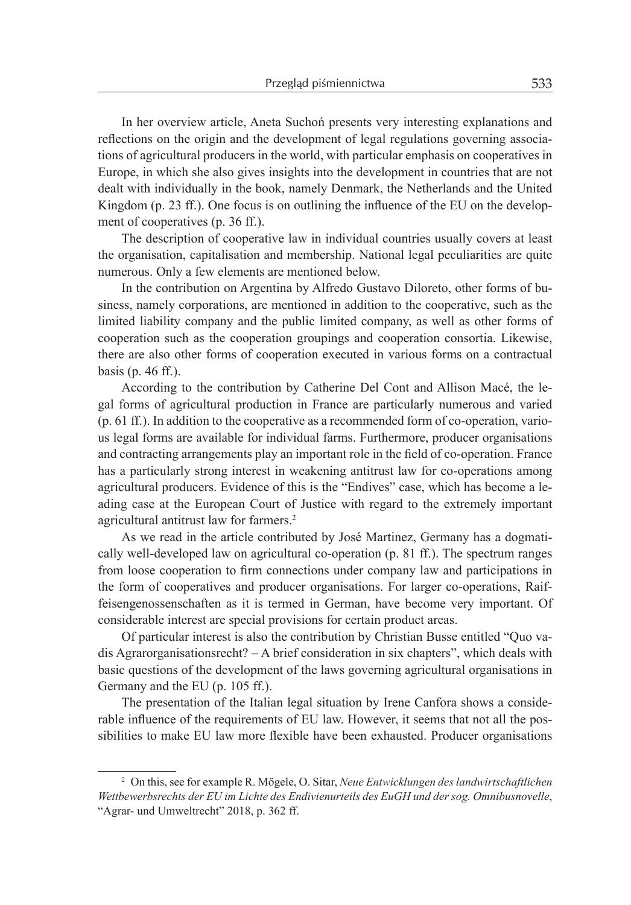In her overview article, Aneta Suchoń presents very interesting explanations and reflections on the origin and the development of legal regulations governing associations of agricultural producers in the world, with particular emphasis on cooperatives in Europe, in which she also gives insights into the development in countries that are not dealt with individually in the book, namely Denmark, the Netherlands and the United Kingdom (p. 23 ff.). One focus is on outlining the influence of the EU on the development of cooperatives (p. 36 ff.).

The description of cooperative law in individual countries usually covers at least the organisation, capitalisation and membership. National legal peculiarities are quite numerous. Only a few elements are mentioned below.

In the contribution on Argentina by Alfredo Gustavo Diloreto, other forms of business, namely corporations, are mentioned in addition to the cooperative, such as the limited liability company and the public limited company, as well as other forms of cooperation such as the cooperation groupings and cooperation consortia. Likewise, there are also other forms of cooperation executed in various forms on a contractual basis (p. 46 ff.).

According to the contribution by Catherine Del Cont and Allison Macé, the legal forms of agricultural production in France are particularly numerous and varied (p. 61 ff.). In addition to the cooperative as a recommended form of co-operation, various legal forms are available for individual farms. Furthermore, producer organisations and contracting arrangements play an important role in the field of co-operation. France has a particularly strong interest in weakening antitrust law for co-operations among agricultural producers. Evidence of this is the "Endives" case, which has become a leading case at the European Court of Justice with regard to the extremely important agricultural antitrust law for farmers.[2]

As we read in the article contributed by José Martinez, Germany has a dogmatically well-developed law on agricultural co-operation (p. 81 ff.). The spectrum ranges from loose cooperation to firm connections under company law and participations in the form of cooperatives and producer organisations. For larger co-operations, Raiffeisengenossenschaften as it is termed in German, have become very important. Of considerable interest are special provisions for certain product areas.

Of particular interest is also the contribution by Christian Busse entitled "Quo vadis Agrarorganisationsrecht? – A brief consideration in six chapters", which deals with basic questions of the development of the laws governing agricultural organisations in Germany and the EU (p. 105 ff.).

The presentation of the Italian legal situation by Irene Canfora shows a considerable influence of the requirements of EU law. However, it seems that not all the possibilities to make EU law more flexible have been exhausted. Producer organisations

[2] On this, see for example R. Mögele, O. Sitar, *Neue Entwicklungen des landwirtschaftlichen Wettbewerbsrechts der EU im Lichte des Endivienurteils des EuGH und der sog. Omnibusnovelle*, "Agrar- und Umweltrecht" 2018, p. 362 ff.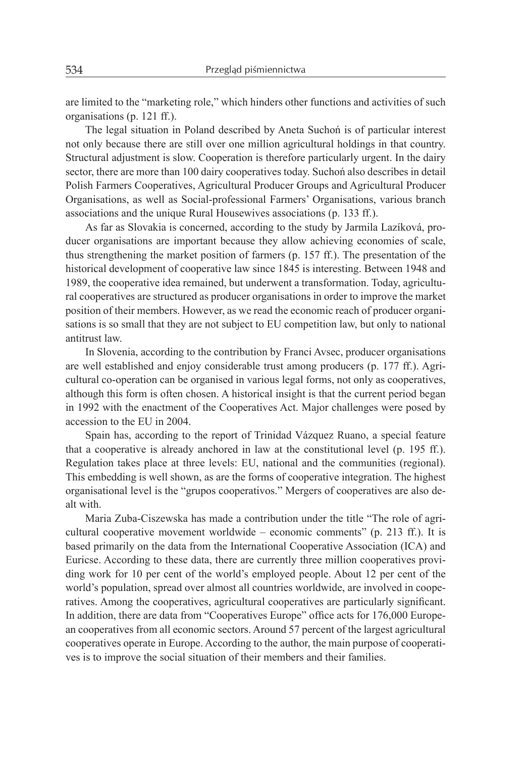are limited to the "marketing role," which hinders other functions and activities of such organisations (p. 121 ff.).

The legal situation in Poland described by Aneta Suchoń is of particular interest not only because there are still over one million agricultural holdings in that country. Structural adjustment is slow. Cooperation is therefore particularly urgent. In the dairy sector, there are more than 100 dairy cooperatives today. Suchoń also describes in detail Polish Farmers Cooperatives, Agricultural Producer Groups and Agricultural Producer Organisations, as well as Social-professional Farmers' Organisations, various branch associations and the unique Rural Housewives associations (p. 133 ff.).

As far as Slovakia is concerned, according to the study by Jarmila Lazíková, producer organisations are important because they allow achieving economies of scale, thus strengthening the market position of farmers (p. 157 ff.). The presentation of the historical development of cooperative law since 1845 is interesting. Between 1948 and 1989, the cooperative idea remained, but underwent a transformation. Today, agricultural cooperatives are structured as producer organisations in order to improve the market position of their members. However, as we read the economic reach of producer organisations is so small that they are not subject to EU competition law, but only to national antitrust law.

In Slovenia, according to the contribution by Franci Avsec, producer organisations are well established and enjoy considerable trust among producers (p. 177 ff.). Agricultural co-operation can be organised in various legal forms, not only as cooperatives, although this form is often chosen. A historical insight is that the current period began in 1992 with the enactment of the Cooperatives Act. Major challenges were posed by accession to the EU in 2004.

Spain has, according to the report of Trinidad Vázquez Ruano, a special feature that a cooperative is already anchored in law at the constitutional level (p. 195 ff.). Regulation takes place at three levels: EU, national and the communities (regional). This embedding is well shown, as are the forms of cooperative integration. The highest organisational level is the "grupos cooperativos." Mergers of cooperatives are also dealt with.

Maria Zuba-Ciszewska has made a contribution under the title "The role of agricultural cooperative movement worldwide – economic comments" (p. 213 ff.). It is based primarily on the data from the International Cooperative Association (ICA) and Euricse. According to these data, there are currently three million cooperatives providing work for 10 per cent of the world's employed people. About 12 per cent of the world's population, spread over almost all countries worldwide, are involved in cooperatives. Among the cooperatives, agricultural cooperatives are particularly significant. In addition, there are data from "Cooperatives Europe" office acts for 176,000 European cooperatives from all economic sectors. Around 57 percent of the largest agricultural cooperatives operate in Europe. According to the author, the main purpose of cooperatives is to improve the social situation of their members and their families.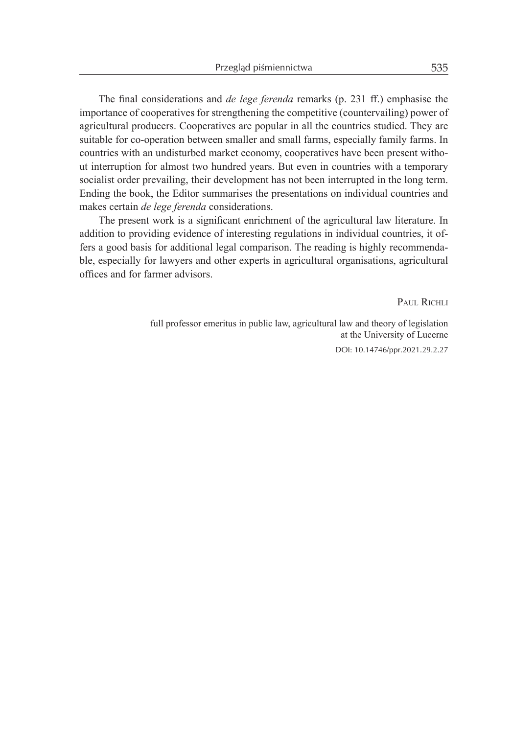The final considerations and *de lege ferenda* remarks (p. 231 ff.) emphasise the importance of cooperatives for strengthening the competitive (countervailing) power of agricultural producers. Cooperatives are popular in all the countries studied. They are suitable for co-operation between smaller and small farms, especially family farms. In countries with an undisturbed market economy, cooperatives have been present without interruption for almost two hundred years. But even in countries with a temporary socialist order prevailing, their development has not been interrupted in the long term. Ending the book, the Editor summarises the presentations on individual countries and makes certain *de lege ferenda* considerations.

The present work is a significant enrichment of the agricultural law literature. In addition to providing evidence of interesting regulations in individual countries, it offers a good basis for additional legal comparison. The reading is highly recommendable, especially for lawyers and other experts in agricultural organisations, agricultural offices and for farmer advisors.

Paul Richli

full professor emeritus in public law, agricultural law and theory of legislation at the University of Lucerne

DOI: 10.14746/ppr.2021.29.2.27